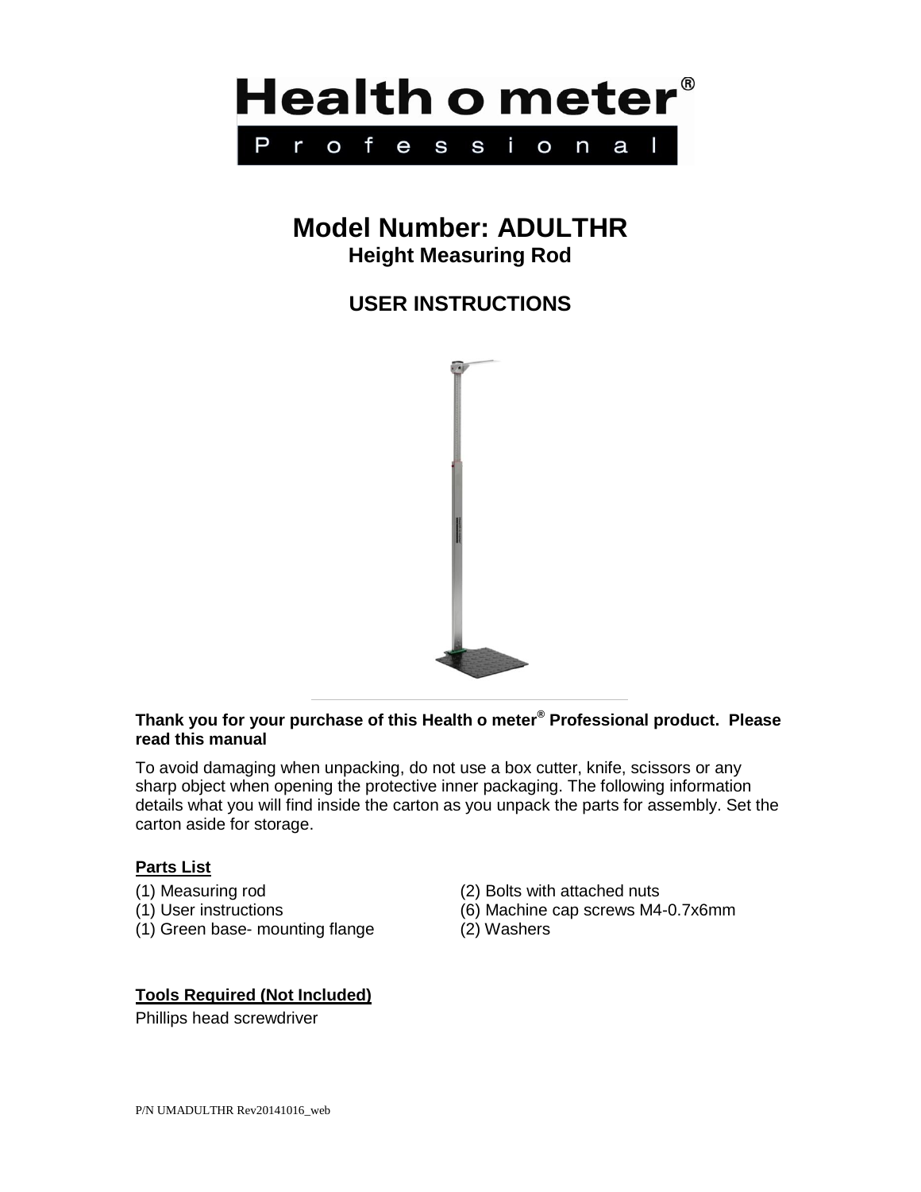# Health o meter®

Professional

## Model Number: ADULTHR

### Height Measuring Rod

### USER INSTRUCTIONS

**Thank you for your purchase of this Health o meter® Professional product. Please read this manual**

To avoid damaging when unpacking, do not use a box cutter, knife, scissors or any sharp object when opening the protective inner packaging. The following information details what you will find inside the carton as you unpack the parts for assembly. Set the carton aside for storage.

**Parts List**

- (1) Measuring rod
- (1) User instructions
- (1) Green base- mounting flange
- (2) Bolts with attached nuts
- (6) Machine cap screws M4-0.7x6mm
- (2) Washers

**Tools Required (Not Included)**

Phillips head screwdriver

P/N UMADULTHR Rev20141016_web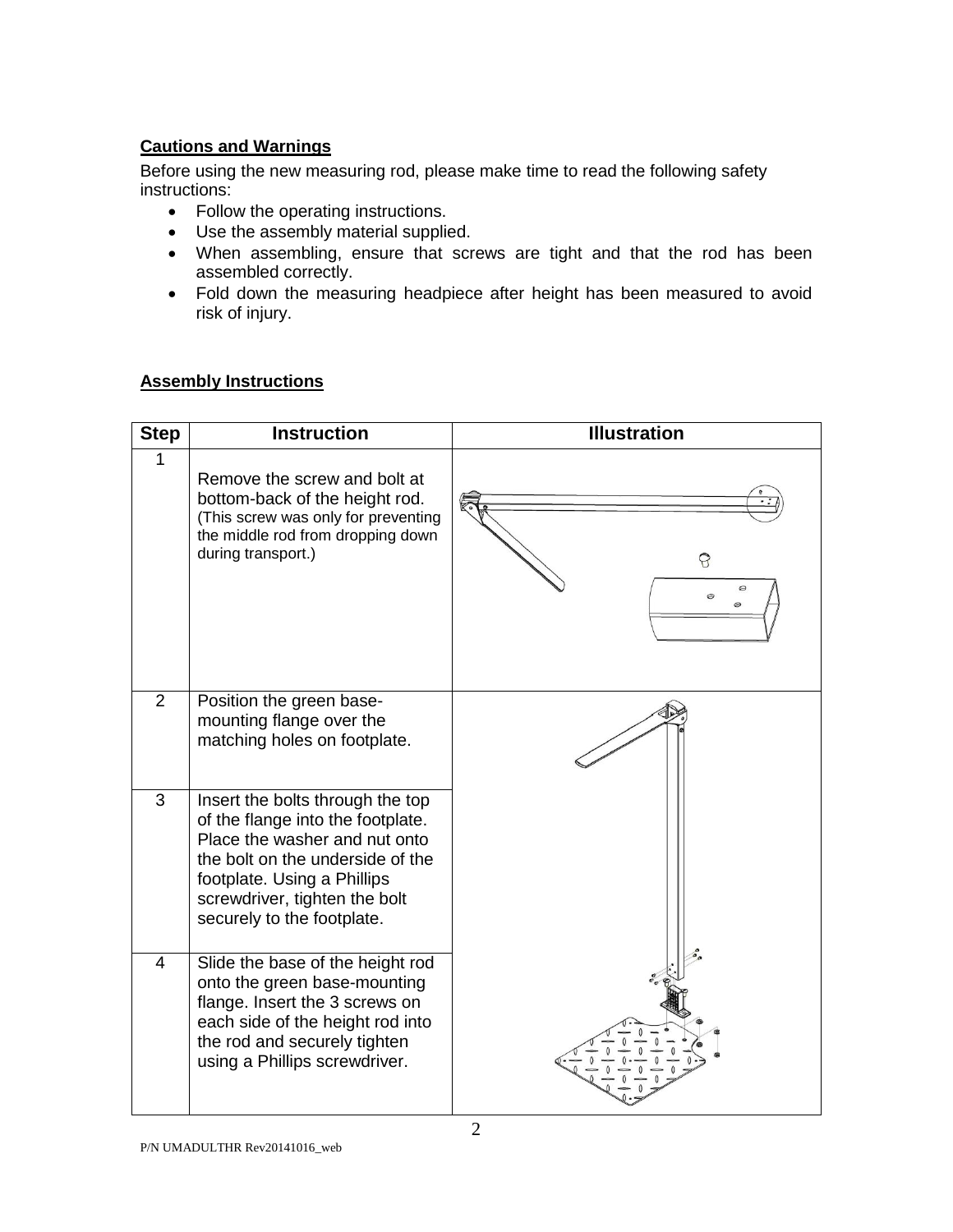## Cautions and Warnings

Before using the new measuring rod, please make time to read the following safety instructions:

- Follow the operating instructions.
- Use the assembly material supplied.
- When assembling, ensure that screws are tight and that the rod has been assembled correctly.
- Fold down the measuring headpiece after height has been measured to avoid risk of injury.

## Assembly Instructions

| Step | Instruction | Illustration |
|---|---|---|
| 1 | Remove the screw and bolt at bottom-back of the height rod. (This screw was only for preventing the middle rod from dropping down during transport.) | |
| 2 | Position the green base-mounting flange over the matching holes on footplate. | |
| 3 | Insert the bolts through the top of the flange into the footplate. Place the washer and nut onto the bolt on the underside of the footplate. Using a Phillips screwdriver, tighten the bolt securely to the footplate. | |
| 4 | Slide the base of the height rod onto the green base-mounting flange. Insert the 3 screws on each side of the height rod into the rod and securely tighten using a Phillips screwdriver. | |

P/N UMADULTHR Rev20141016_web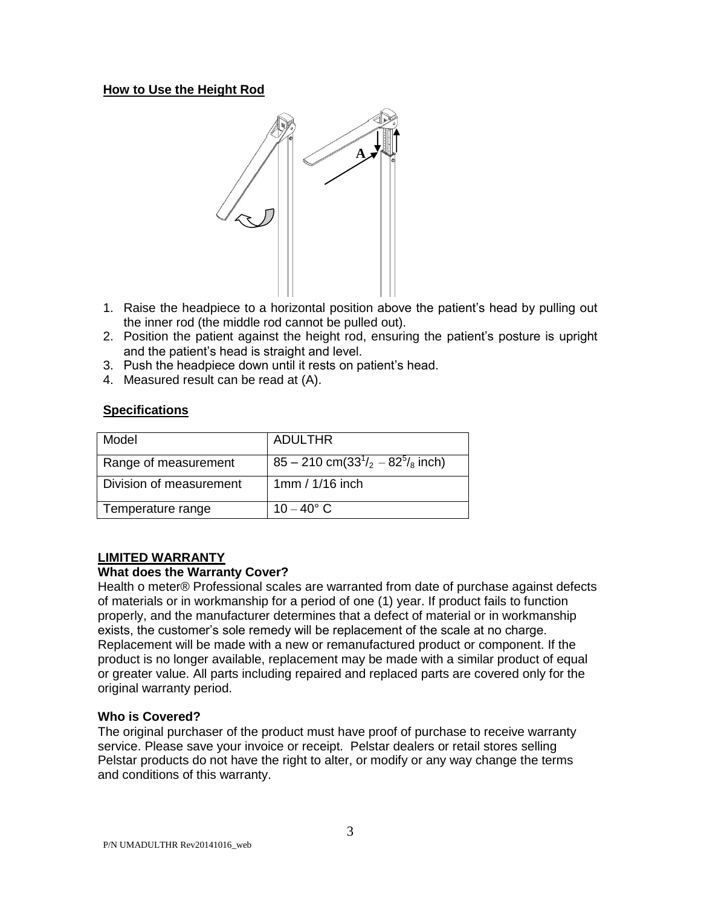## How to Use the Height Rod

1. Raise the headpiece to a horizontal position above the patient's head by pulling out the inner rod (the middle rod cannot be pulled out).
2. Position the patient against the height rod, ensuring the patient's posture is upright and the patient's head is straight and level.
3. Push the headpiece down until it rests on patient's head.
4. Measured result can be read at (A).

## Specifications

| Model | ADULTHR |
|---|---|
| Range of measurement | 85 – 210 cm($33^1/_2$ – $82^5/_8$ inch) |
| Division of measurement | 1mm / 1/16 inch |
| Temperature range | 10 – 40° C |

## LIMITED WARRANTY

**What does the Warranty Cover?**

Health o meter® Professional scales are warranted from date of purchase against defects of materials or in workmanship for a period of one (1) year. If product fails to function properly, and the manufacturer determines that a defect of material or in workmanship exists, the customer's sole remedy will be replacement of the scale at no charge. Replacement will be made with a new or remanufactured product or component. If the product is no longer available, replacement may be made with a similar product of equal or greater value. All parts including repaired and replaced parts are covered only for the original warranty period.

**Who is Covered?**

The original purchaser of the product must have proof of purchase to receive warranty service. Please save your invoice or receipt. Pelstar dealers or retail stores selling Pelstar products do not have the right to alter, or modify or any way change the terms and conditions of this warranty.

P/N UMADULTHR Rev20141016_web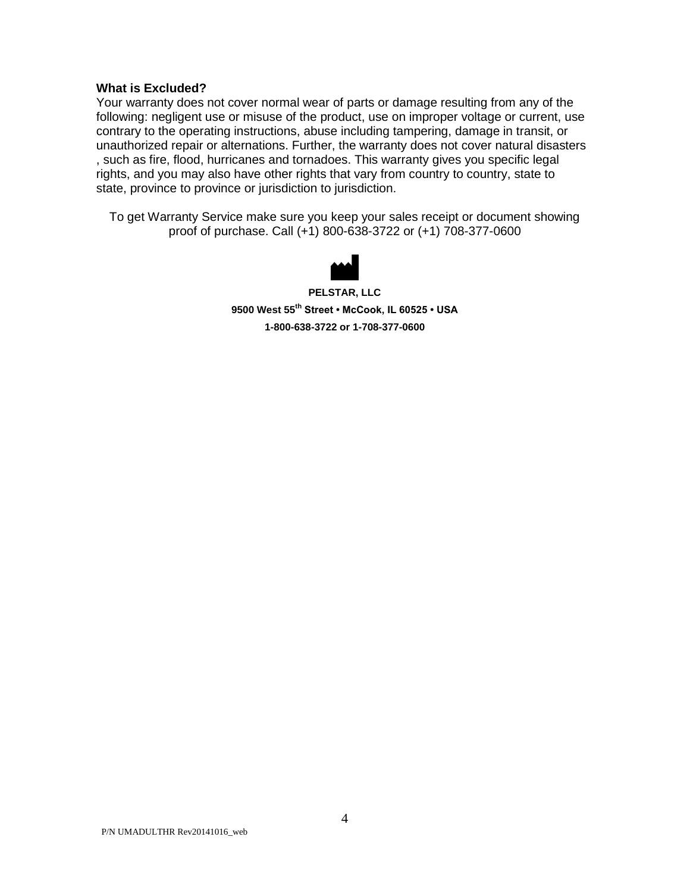**What is Excluded?**

Your warranty does not cover normal wear of parts or damage resulting from any of the following: negligent use or misuse of the product, use on improper voltage or current, use contrary to the operating instructions, abuse including tampering, damage in transit, or unauthorized repair or alternations. Further, the warranty does not cover natural disasters , such as fire, flood, hurricanes and tornadoes. This warranty gives you specific legal rights, and you may also have other rights that vary from country to country, state to state, province to province or jurisdiction to jurisdiction.

To get Warranty Service make sure you keep your sales receipt or document showing proof of purchase. Call (+1) 800-638-3722 or (+1) 708-377-0600

**PELSTAR, LLC**

**9500 West 55th Street • McCook, IL 60525 • USA**

**1-800-638-3722 or 1-708-377-0600**

P/N UMADULTHR Rev20141016_web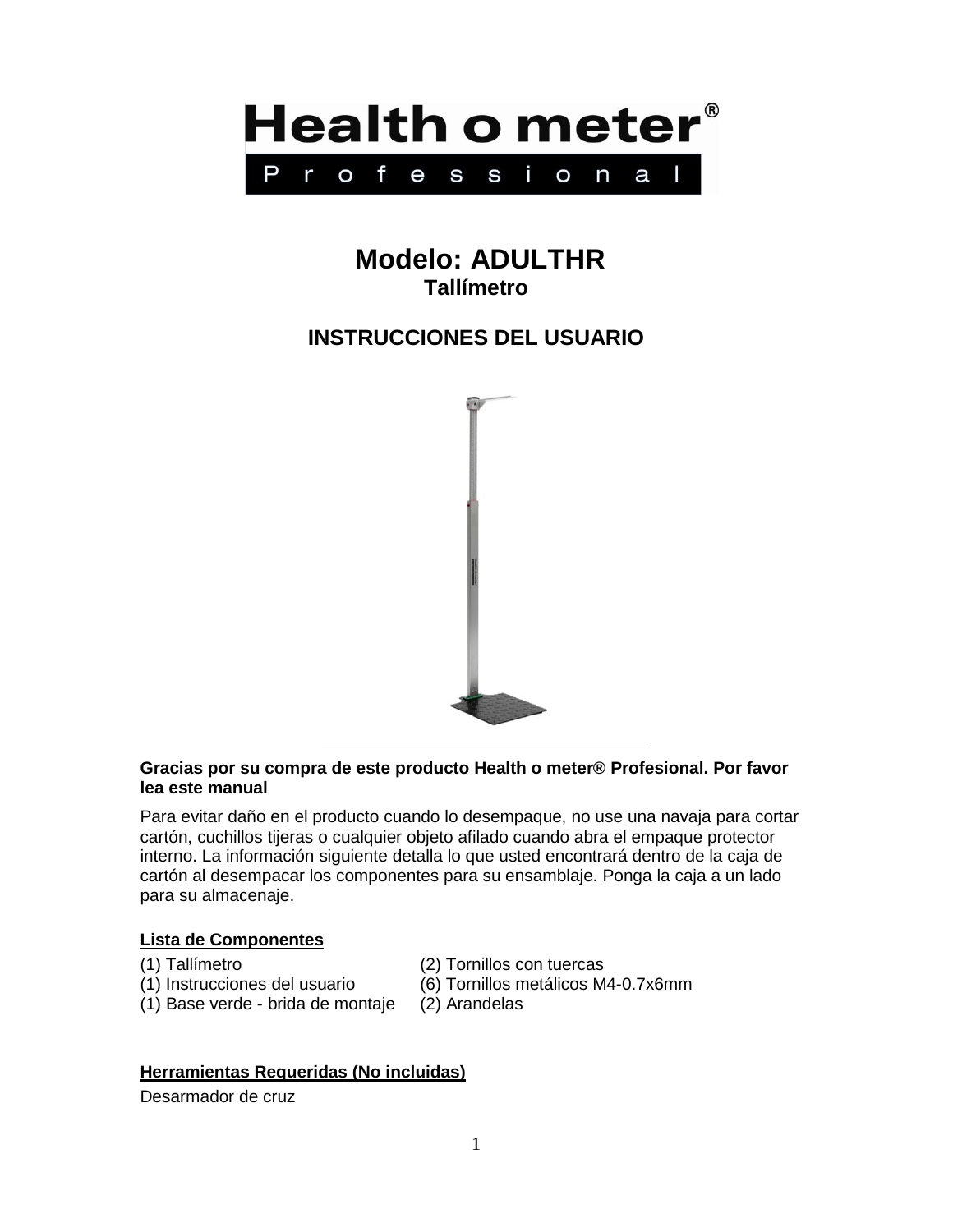# Health o meter®
## Professional

# Modelo: ADULTHR
### Tallímetro

## INSTRUCCIONES DEL USUARIO

**Gracias por su compra de este producto Health o meter® Profesional. Por favor lea este manual**

Para evitar daño en el producto cuando lo desempaque, no use una navaja para cortar cartón, cuchillos tijeras o cualquier objeto afilado cuando abra el empaque protector interno. La información siguiente detalla lo que usted encontrará dentro de la caja de cartón al desempacar los componentes para su ensamblaje. Ponga la caja a un lado para su almacenaje.

**<u>Lista de Componentes</u>**

(1) Tallímetro
(1) Instrucciones del usuario
(1) Base verde - brida de montaje
(2) Tornillos con tuercas
(6) Tornillos metálicos M4-0.7x6mm
(2) Arandelas

**<u>Herramientas Requeridas (No incluidas)</u>**

Desarmador de cruz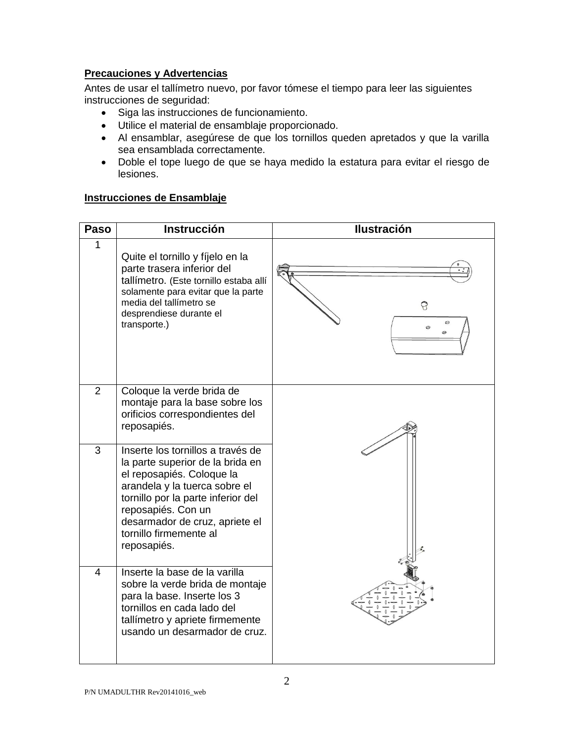**Precauciones y Advertencias**

Antes de usar el tallímetro nuevo, por favor tómese el tiempo para leer las siguientes instrucciones de seguridad:

- Siga las instrucciones de funcionamiento.
- Utilice el material de ensamblaje proporcionado.
- Al ensamblar, asegúrese de que los tornillos queden apretados y que la varilla sea ensamblada correctamente.
- Doble el tope luego de que se haya medido la estatura para evitar el riesgo de lesiones.

**Instrucciones de Ensamblaje**

| Paso | Instrucción | Ilustración |
|---|---|---|
| 1 | Quite el tornillo y fíjelo en la parte trasera inferior del tallímetro. (Este tornillo estaba allí solamente para evitar que la parte media del tallímetro se desprendiese durante el transporte.) | |
| 2 | Coloque la verde brida de montaje para la base sobre los orificios correspondientes del reposapiés. | |
| 3 | Inserte los tornillos a través de la parte superior de la brida en el reposapiés. Coloque la arandela y la tuerca sobre el tornillo por la parte inferior del reposapiés. Con un desarmador de cruz, apriete el tornillo firmemente al reposapiés. | |
| 4 | Inserte la base de la varilla sobre la verde brida de montaje para la base. Inserte los 3 tornillos en cada lado del tallímetro y apriete firmemente usando un desarmador de cruz. | |

P/N UMADULTHR Rev20141016_web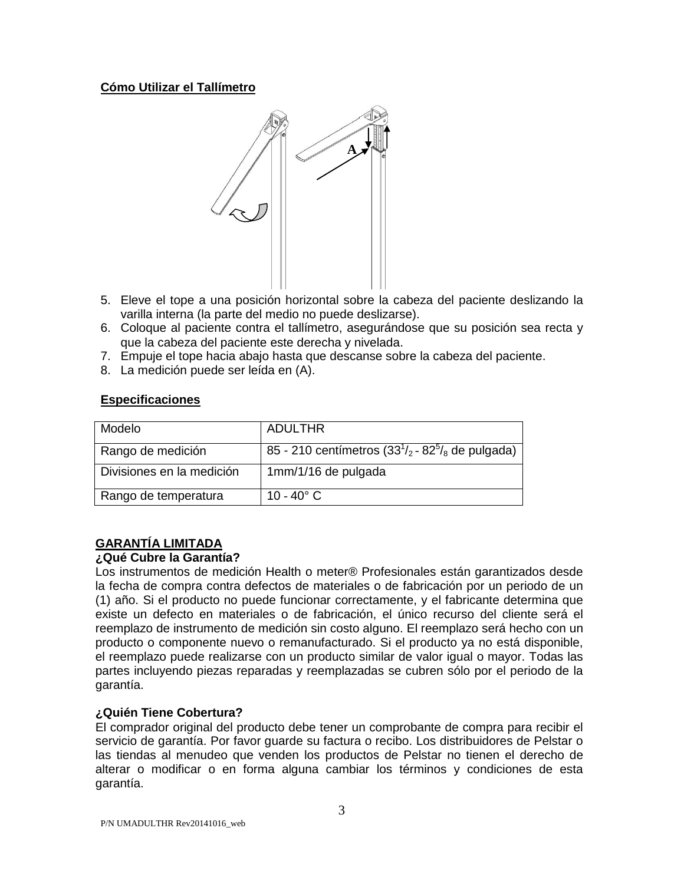**Cómo Utilizar el Tallímetro**

A

5. Eleve el tope a una posición horizontal sobre la cabeza del paciente deslizando la varilla interna (la parte del medio no puede deslizarse).
6. Coloque al paciente contra el tallímetro, asegurándose que su posición sea recta y que la cabeza del paciente este derecha y nivelada.
7. Empuje el tope hacia abajo hasta que descanse sobre la cabeza del paciente.
8. La medición puede ser leída en (A).

**Especificaciones**

| Modelo | ADULTHR |
|---|---|
| Rango de medición | 85 - 210 centímetros (33 $^{1}/_{2}$ - 82 $^{5}/_{8}$ de pulgada) |
| Divisiones en la medición | 1mm/1/16 de pulgada |
| Rango de temperatura | 10 - 40° C |

**GARANTÍA LIMITADA**

**¿Qué Cubre la Garantía?**

Los instrumentos de medición Health o meter® Profesionales están garantizados desde la fecha de compra contra defectos de materiales o de fabricación por un periodo de un (1) año. Si el producto no puede funcionar correctamente, y el fabricante determina que existe un defecto en materiales o de fabricación, el único recurso del cliente será el reemplazo de instrumento de medición sin costo alguno. El reemplazo será hecho con un producto o componente nuevo o remanufacturado. Si el producto ya no está disponible, el reemplazo puede realizarse con un producto similar de valor igual o mayor. Todas las partes incluyendo piezas reparadas y reemplazadas se cubren sólo por el periodo de la garantía.

**¿Quién Tiene Cobertura?**

El comprador original del producto debe tener un comprobante de compra para recibir el servicio de garantía. Por favor guarde su factura o recibo. Los distribuidores de Pelstar o las tiendas al menudeo que venden los productos de Pelstar no tienen el derecho de alterar o modificar o en forma alguna cambiar los términos y condiciones de esta garantía.

P/N UMADULTHR Rev20141016_web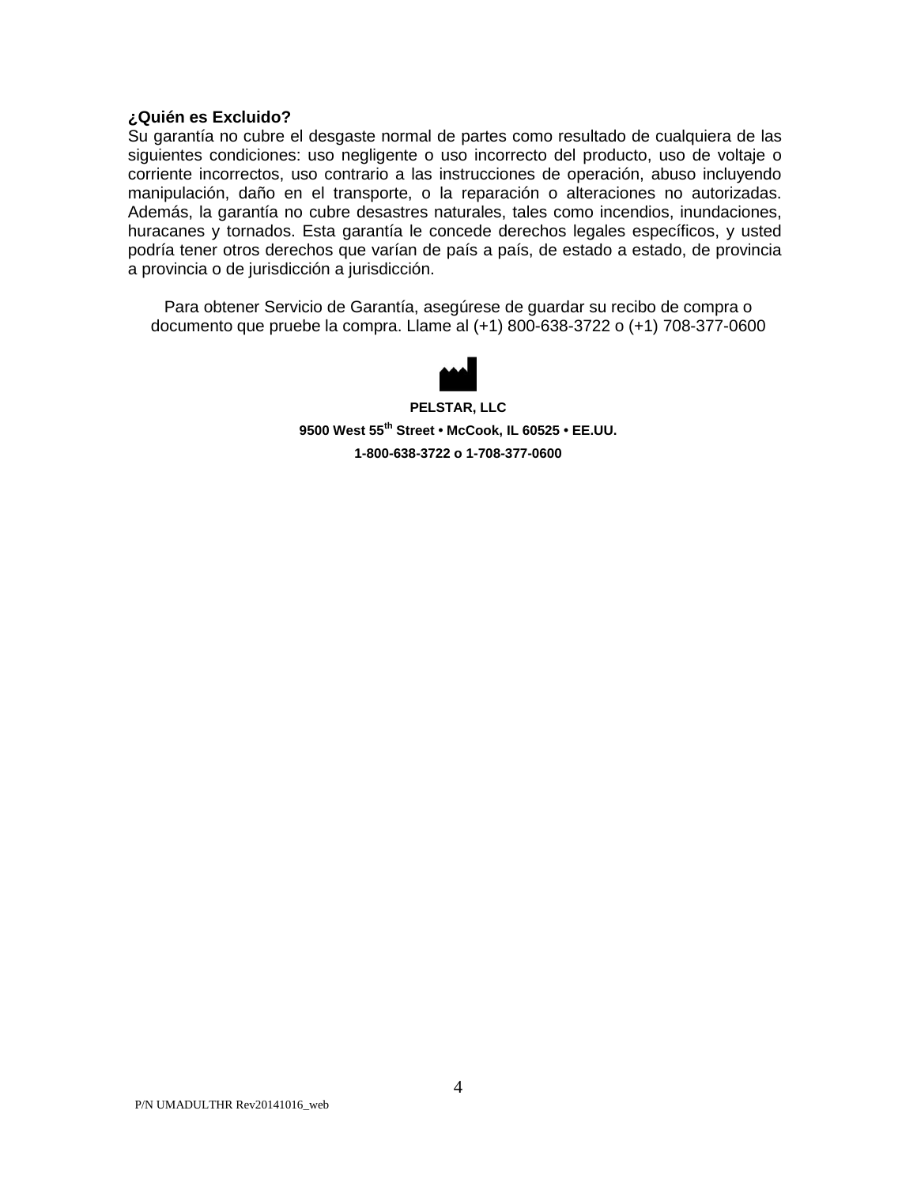**¿Quién es Excluido?**
Su garantía no cubre el desgaste normal de partes como resultado de cualquiera de las siguientes condiciones: uso negligente o uso incorrecto del producto, uso de voltaje o corriente incorrectos, uso contrario a las instrucciones de operación, abuso incluyendo manipulación, daño en el transporte, o la reparación o alteraciones no autorizadas. Además, la garantía no cubre desastres naturales, tales como incendios, inundaciones, huracanes y tornados. Esta garantía le concede derechos legales específicos, y usted podría tener otros derechos que varían de país a país, de estado a estado, de provincia a provincia o de jurisdicción a jurisdicción.

Para obtener Servicio de Garantía, asegúrese de guardar su recibo de compra o documento que pruebe la compra. Llame al (+1) 800-638-3722 o (+1) 708-377-0600

**PELSTAR, LLC**

**9500 West 55th Street • McCook, IL 60525 • EE.UU.**

**1-800-638-3722 o 1-708-377-0600**

P/N UMADULTHR Rev20141016_web